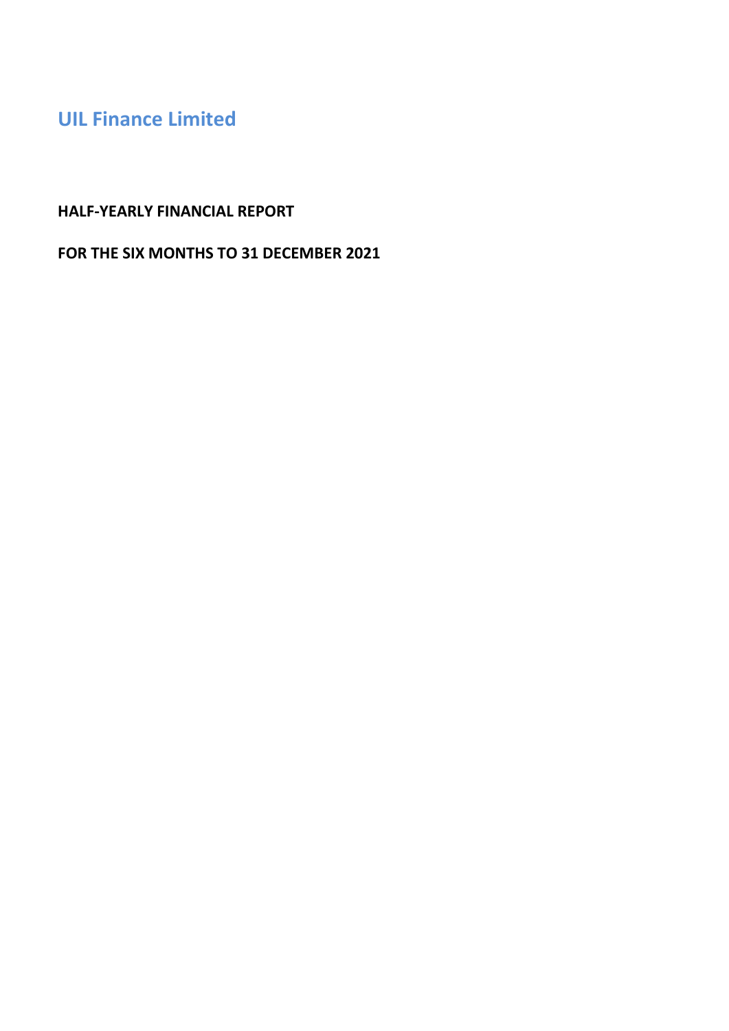# UIL Finance Limited

**HALF-YEARLY FINANCIAL REPORT**

**FOR THE SIX MONTHS TO 31 DECEMBER 2021**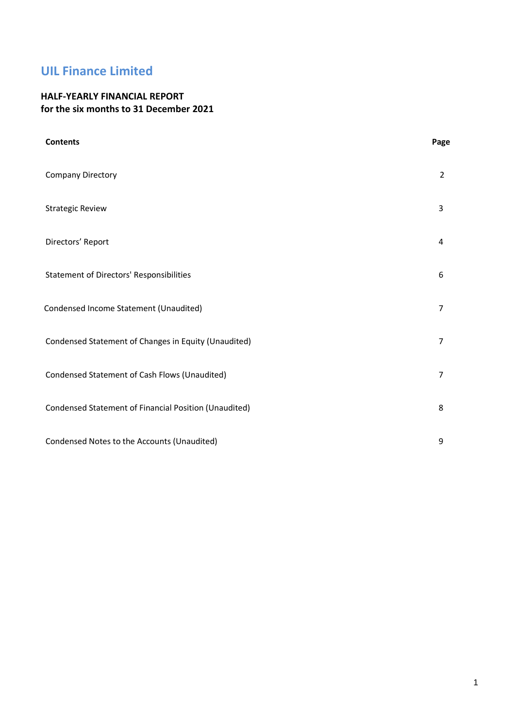# UIL Finance Limited

**HALF-YEARLY FINANCIAL REPORT**
**for the six months to 31 December 2021**

| **Contents** | **Page** |
|---|---|
| Company Directory | 2 |
| Strategic Review | 3 |
| Directors' Report | 4 |
| Statement of Directors' Responsibilities | 6 |
| Condensed Income Statement (Unaudited) | 7 |
| Condensed Statement of Changes in Equity (Unaudited) | 7 |
| Condensed Statement of Cash Flows (Unaudited) | 7 |
| Condensed Statement of Financial Position (Unaudited) | 8 |
| Condensed Notes to the Accounts (Unaudited) | 9 |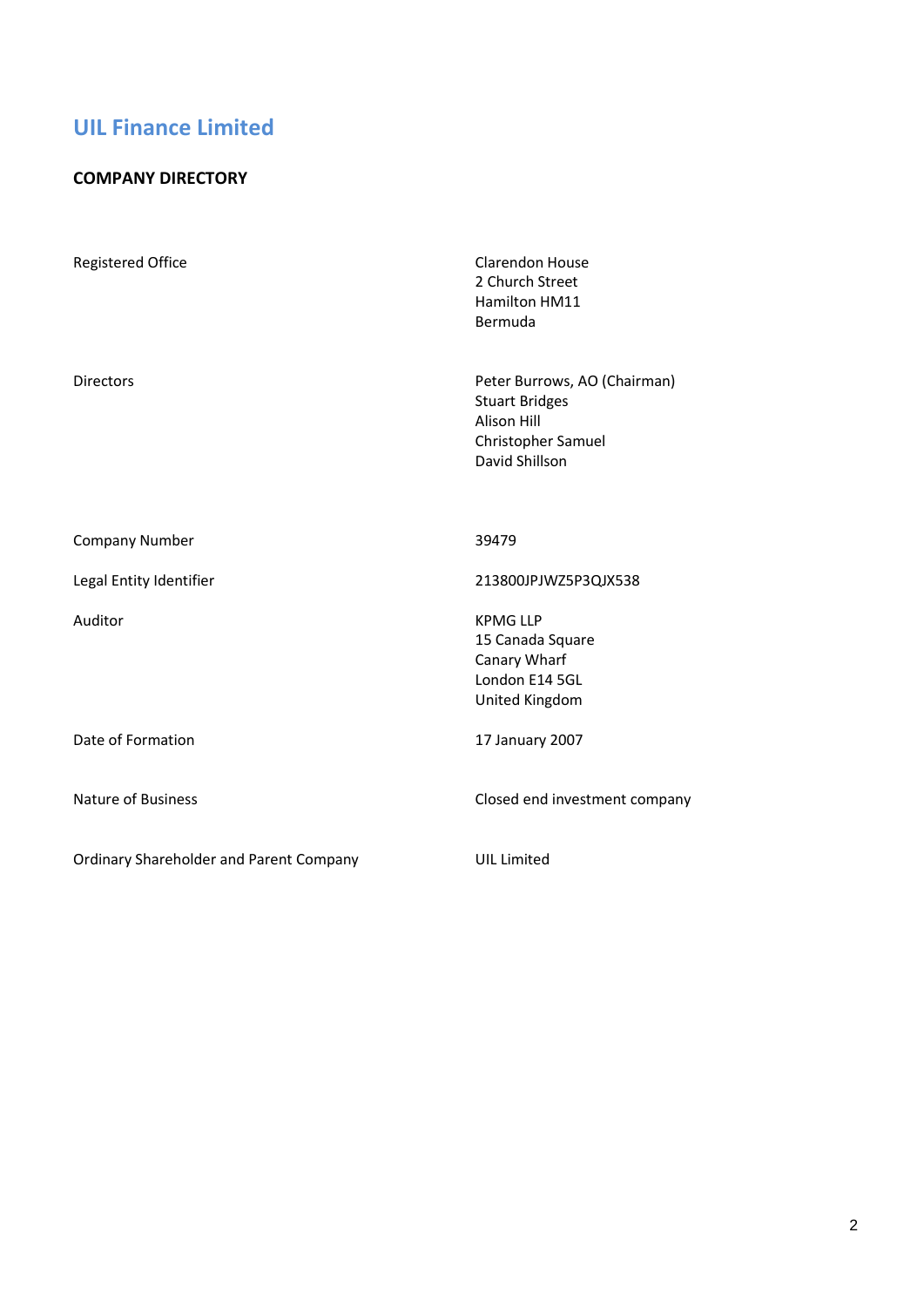# UIL Finance Limited

## COMPANY DIRECTORY

| | |
|---|---|
| Registered Office | Clarendon House<br>2 Church Street<br>Hamilton HM11<br>Bermuda |
| Directors | Peter Burrows, AO (Chairman)<br>Stuart Bridges<br>Alison Hill<br>Christopher Samuel<br>David Shillson |
| Company Number | 39479 |
| Legal Entity Identifier | 213800JPJWZ5P3QJX538 |
| Auditor | KPMG LLP<br>15 Canada Square<br>Canary Wharf<br>London E14 5GL<br>United Kingdom |
| Date of Formation | 17 January 2007 |
| Nature of Business | Closed end investment company |
| Ordinary Shareholder and Parent Company | UIL Limited |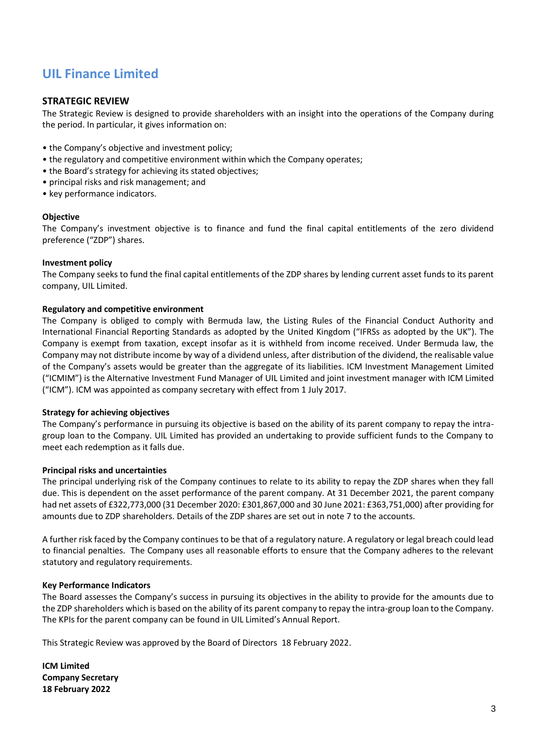# UIL Finance Limited

## STRATEGIC REVIEW

The Strategic Review is designed to provide shareholders with an insight into the operations of the Company during the period. In particular, it gives information on:

- the Company's objective and investment policy;
- the regulatory and competitive environment within which the Company operates;
- the Board's strategy for achieving its stated objectives;
- principal risks and risk management; and
- key performance indicators.

**Objective**

The Company's investment objective is to finance and fund the final capital entitlements of the zero dividend preference ("ZDP") shares.

**Investment policy**

The Company seeks to fund the final capital entitlements of the ZDP shares by lending current asset funds to its parent company, UIL Limited.

**Regulatory and competitive environment**

The Company is obliged to comply with Bermuda law, the Listing Rules of the Financial Conduct Authority and International Financial Reporting Standards as adopted by the United Kingdom ("IFRSs as adopted by the UK"). The Company is exempt from taxation, except insofar as it is withheld from income received. Under Bermuda law, the Company may not distribute income by way of a dividend unless, after distribution of the dividend, the realisable value of the Company's assets would be greater than the aggregate of its liabilities. ICM Investment Management Limited ("ICMIM") is the Alternative Investment Fund Manager of UIL Limited and joint investment manager with ICM Limited ("ICM"). ICM was appointed as company secretary with effect from 1 July 2017.

**Strategy for achieving objectives**

The Company's performance in pursuing its objective is based on the ability of its parent company to repay the intra-group loan to the Company. UIL Limited has provided an undertaking to provide sufficient funds to the Company to meet each redemption as it falls due.

**Principal risks and uncertainties**

The principal underlying risk of the Company continues to relate to its ability to repay the ZDP shares when they fall due. This is dependent on the asset performance of the parent company. At 31 December 2021, the parent company had net assets of £322,773,000 (31 December 2020: £301,867,000 and 30 June 2021: £363,751,000) after providing for amounts due to ZDP shareholders. Details of the ZDP shares are set out in note 7 to the accounts.

A further risk faced by the Company continues to be that of a regulatory nature. A regulatory or legal breach could lead to financial penalties. The Company uses all reasonable efforts to ensure that the Company adheres to the relevant statutory and regulatory requirements.

**Key Performance Indicators**

The Board assesses the Company's success in pursuing its objectives in the ability to provide for the amounts due to the ZDP shareholders which is based on the ability of its parent company to repay the intra-group loan to the Company. The KPIs for the parent company can be found in UIL Limited's Annual Report.

This Strategic Review was approved by the Board of Directors 18 February 2022.

**ICM Limited**
**Company Secretary**
**18 February 2022**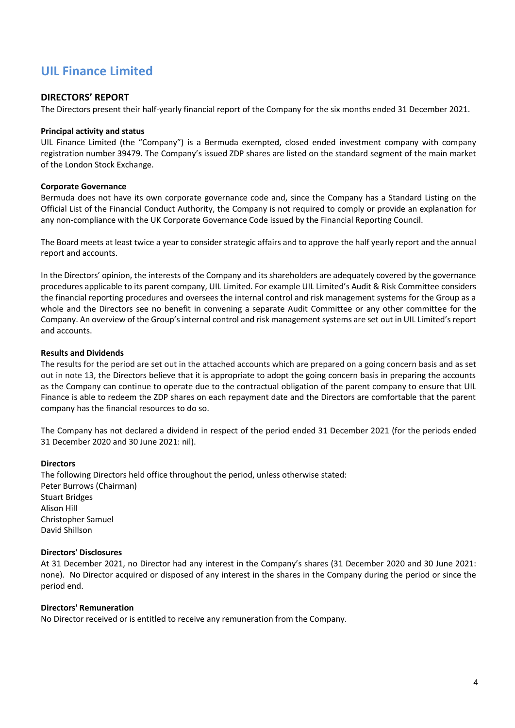# UIL Finance Limited

## DIRECTORS' REPORT

The Directors present their half-yearly financial report of the Company for the six months ended 31 December 2021.

**Principal activity and status**

UIL Finance Limited (the "Company") is a Bermuda exempted, closed ended investment company with company registration number 39479. The Company's issued ZDP shares are listed on the standard segment of the main market of the London Stock Exchange.

**Corporate Governance**

Bermuda does not have its own corporate governance code and, since the Company has a Standard Listing on the Official List of the Financial Conduct Authority, the Company is not required to comply or provide an explanation for any non-compliance with the UK Corporate Governance Code issued by the Financial Reporting Council.

The Board meets at least twice a year to consider strategic affairs and to approve the half yearly report and the annual report and accounts.

In the Directors' opinion, the interests of the Company and its shareholders are adequately covered by the governance procedures applicable to its parent company, UIL Limited. For example UIL Limited's Audit & Risk Committee considers the financial reporting procedures and oversees the internal control and risk management systems for the Group as a whole and the Directors see no benefit in convening a separate Audit Committee or any other committee for the Company. An overview of the Group's internal control and risk management systems are set out in UIL Limited's report and accounts.

**Results and Dividends**

The results for the period are set out in the attached accounts which are prepared on a going concern basis and as set out in note 13, the Directors believe that it is appropriate to adopt the going concern basis in preparing the accounts as the Company can continue to operate due to the contractual obligation of the parent company to ensure that UIL Finance is able to redeem the ZDP shares on each repayment date and the Directors are comfortable that the parent company has the financial resources to do so.

The Company has not declared a dividend in respect of the period ended 31 December 2021 (for the periods ended 31 December 2020 and 30 June 2021: nil).

**Directors**

The following Directors held office throughout the period, unless otherwise stated:
Peter Burrows (Chairman)
Stuart Bridges
Alison Hill
Christopher Samuel
David Shillson

**Directors' Disclosures**

At 31 December 2021, no Director had any interest in the Company's shares (31 December 2020 and 30 June 2021: none). No Director acquired or disposed of any interest in the shares in the Company during the period or since the period end.

**Directors' Remuneration**

No Director received or is entitled to receive any remuneration from the Company.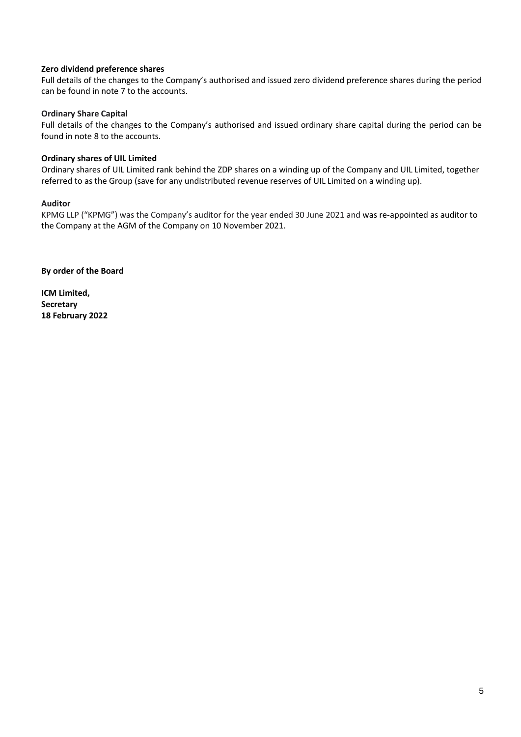**Zero dividend preference shares**

Full details of the changes to the Company's authorised and issued zero dividend preference shares during the period can be found in note 7 to the accounts.

**Ordinary Share Capital**

Full details of the changes to the Company's authorised and issued ordinary share capital during the period can be found in note 8 to the accounts.

**Ordinary shares of UIL Limited**

Ordinary shares of UIL Limited rank behind the ZDP shares on a winding up of the Company and UIL Limited, together referred to as the Group (save for any undistributed revenue reserves of UIL Limited on a winding up).

**Auditor**

KPMG LLP ("KPMG") was the Company's auditor for the year ended 30 June 2021 and was re-appointed as auditor to the Company at the AGM of the Company on 10 November 2021.

**By order of the Board**

**ICM Limited,**
**Secretary**
**18 February 2022**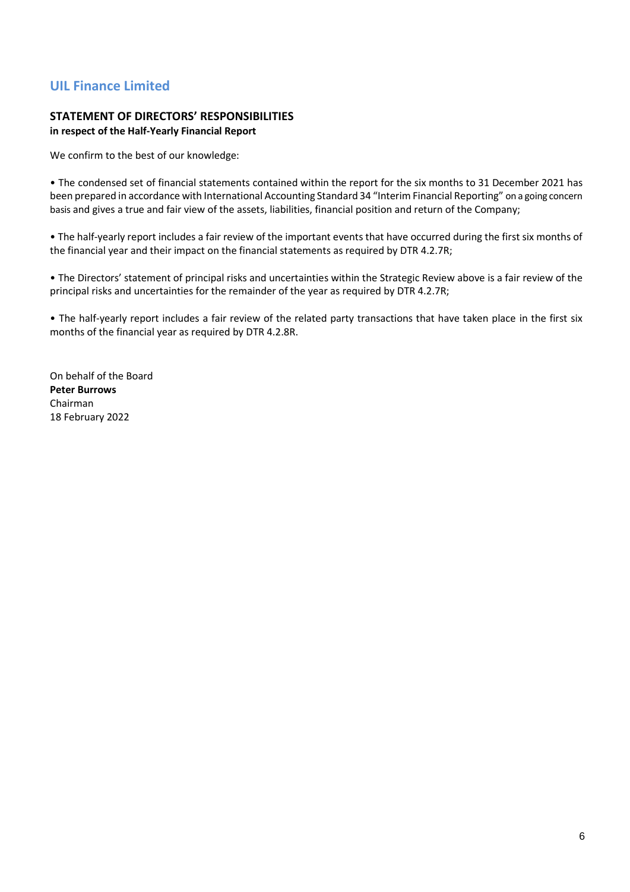## UIL Finance Limited

### STATEMENT OF DIRECTORS' RESPONSIBILITIES
**in respect of the Half-Yearly Financial Report**

We confirm to the best of our knowledge:

• The condensed set of financial statements contained within the report for the six months to 31 December 2021 has been prepared in accordance with International Accounting Standard 34 "Interim Financial Reporting" on a going concern basis and gives a true and fair view of the assets, liabilities, financial position and return of the Company;

• The half-yearly report includes a fair review of the important events that have occurred during the first six months of the financial year and their impact on the financial statements as required by DTR 4.2.7R;

• The Directors' statement of principal risks and uncertainties within the Strategic Review above is a fair review of the principal risks and uncertainties for the remainder of the year as required by DTR 4.2.7R;

• The half-yearly report includes a fair review of the related party transactions that have taken place in the first six months of the financial year as required by DTR 4.2.8R.

On behalf of the Board
**Peter Burrows**
Chairman
18 February 2022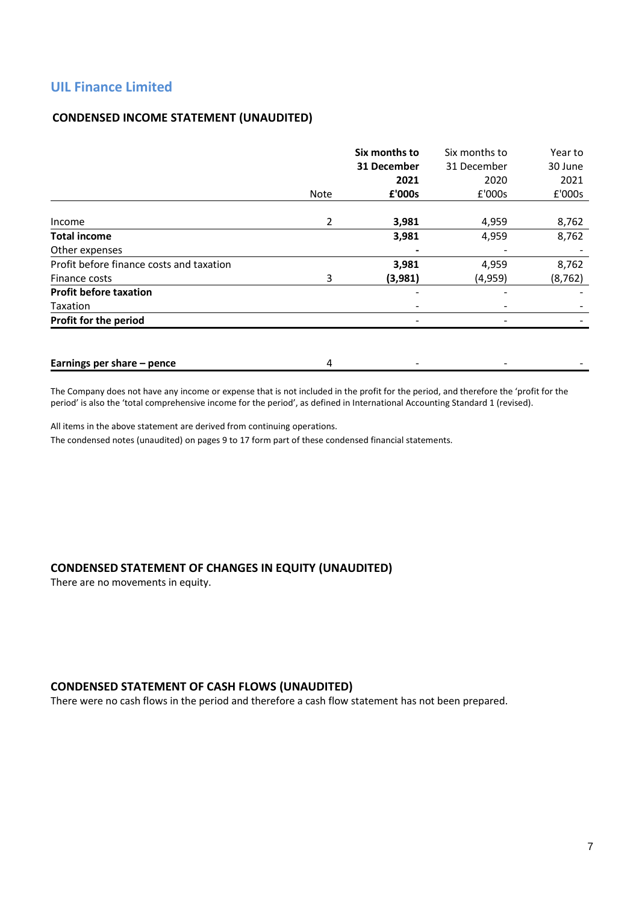# UIL Finance Limited

## CONDENSED INCOME STATEMENT (UNAUDITED)

| | Note | **Six months to 31 December 2021 £'000s** | Six months to 31 December 2020 £'000s | Year to 30 June 2021 £'000s |
|---|---|---|---|---|
| Income | 2 | **3,981** | 4,959 | 8,762 |
| **Total income** | | **3,981** | 4,959 | 8,762 |
| Other expenses | | **-** | - | - |
| Profit before finance costs and taxation | | **3,981** | 4,959 | 8,762 |
| Finance costs | 3 | **(3,981)** | (4,959) | (8,762) |
| **Profit before taxation** | | - | - | - |
| Taxation | | - | - | - |
| **Profit for the period** | | - | - | - |
| | | | | |
| **Earnings per share – pence** | 4 | - | - | - |

The Company does not have any income or expense that is not included in the profit for the period, and therefore the 'profit for the period' is also the 'total comprehensive income for the period', as defined in International Accounting Standard 1 (revised).

All items in the above statement are derived from continuing operations.

The condensed notes (unaudited) on pages 9 to 17 form part of these condensed financial statements.

## CONDENSED STATEMENT OF CHANGES IN EQUITY (UNAUDITED)

There are no movements in equity.

## CONDENSED STATEMENT OF CASH FLOWS (UNAUDITED)

There were no cash flows in the period and therefore a cash flow statement has not been prepared.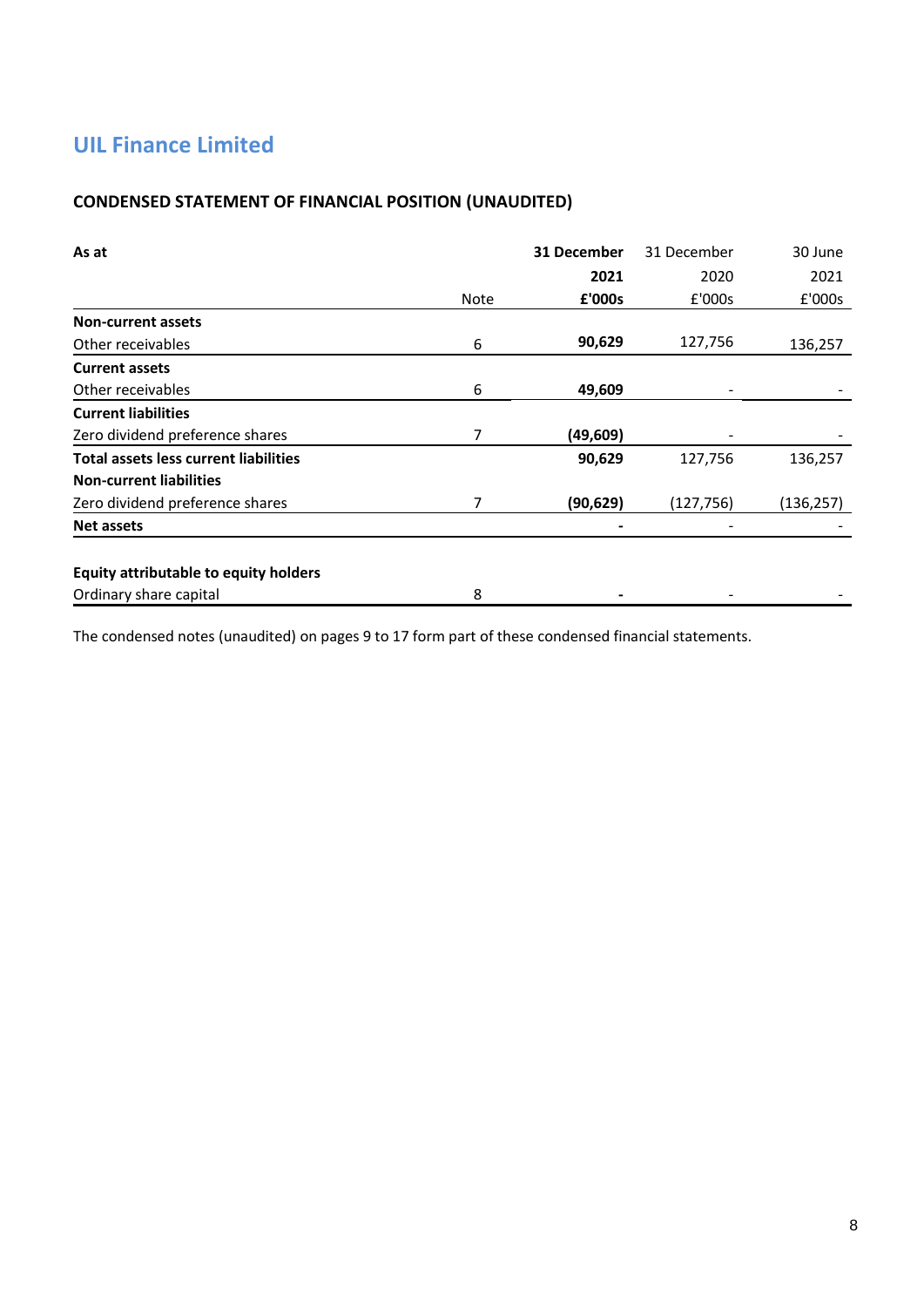# UIL Finance Limited

## CONDENSED STATEMENT OF FINANCIAL POSITION (UNAUDITED)

| As at | Note | **31 December 2021 £'000s** | 31 December 2020 £'000s | 30 June 2021 £'000s |
|---|---|---|---|---|
| **Non-current assets** | | | | |
| Other receivables | 6 | **90,629** | 127,756 | 136,257 |
| **Current assets** | | | | |
| Other receivables | 6 | **49,609** | - | - |
| **Current liabilities** | | | | |
| Zero dividend preference shares | 7 | **(49,609)** | - | - |
| **Total assets less current liabilities** | | **90,629** | 127,756 | 136,257 |
| **Non-current liabilities** | | | | |
| Zero dividend preference shares | 7 | **(90,629)** | (127,756) | (136,257) |
| **Net assets** | | **-** | - | - |
| | | | | |
| **Equity attributable to equity holders** | | | | |
| Ordinary share capital | 8 | **-** | - | - |

The condensed notes (unaudited) on pages 9 to 17 form part of these condensed financial statements.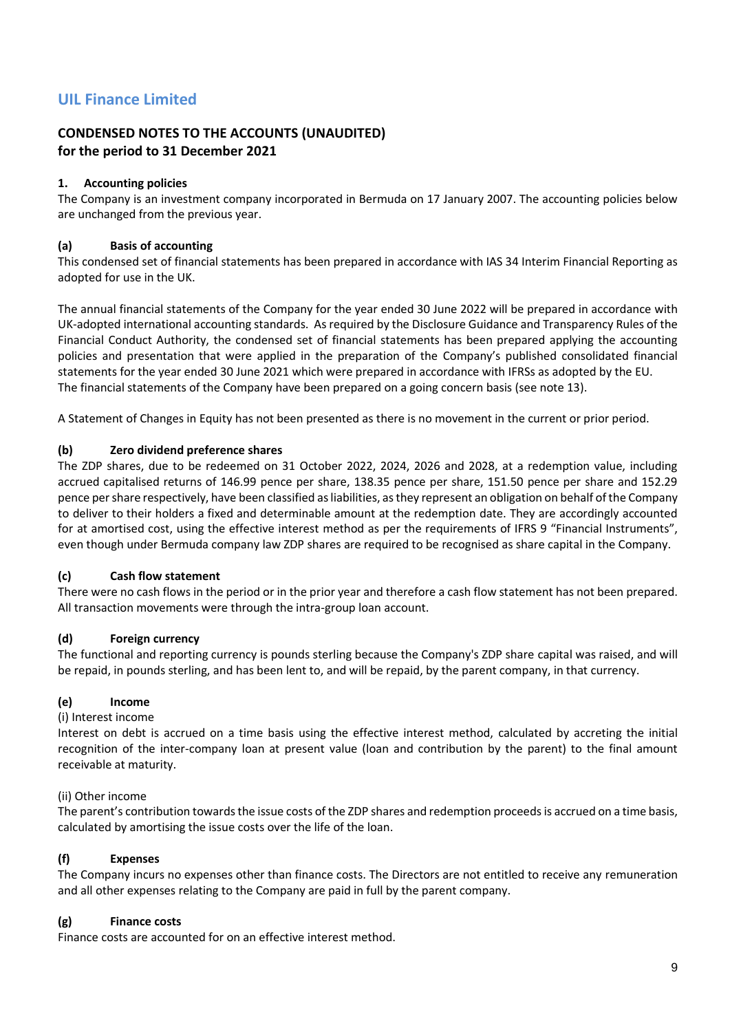# UIL Finance Limited

## CONDENSED NOTES TO THE ACCOUNTS (UNAUDITED)
## for the period to 31 December 2021

### 1. Accounting policies

The Company is an investment company incorporated in Bermuda on 17 January 2007. The accounting policies below are unchanged from the previous year.

#### (a) Basis of accounting

This condensed set of financial statements has been prepared in accordance with IAS 34 Interim Financial Reporting as adopted for use in the UK.

The annual financial statements of the Company for the year ended 30 June 2022 will be prepared in accordance with UK-adopted international accounting standards. As required by the Disclosure Guidance and Transparency Rules of the Financial Conduct Authority, the condensed set of financial statements has been prepared applying the accounting policies and presentation that were applied in the preparation of the Company's published consolidated financial statements for the year ended 30 June 2021 which were prepared in accordance with IFRSs as adopted by the EU. The financial statements of the Company have been prepared on a going concern basis (see note 13).

A Statement of Changes in Equity has not been presented as there is no movement in the current or prior period.

#### (b) Zero dividend preference shares

The ZDP shares, due to be redeemed on 31 October 2022, 2024, 2026 and 2028, at a redemption value, including accrued capitalised returns of 146.99 pence per share, 138.35 pence per share, 151.50 pence per share and 152.29 pence per share respectively, have been classified as liabilities, as they represent an obligation on behalf of the Company to deliver to their holders a fixed and determinable amount at the redemption date. They are accordingly accounted for at amortised cost, using the effective interest method as per the requirements of IFRS 9 "Financial Instruments", even though under Bermuda company law ZDP shares are required to be recognised as share capital in the Company.

#### (c) Cash flow statement

There were no cash flows in the period or in the prior year and therefore a cash flow statement has not been prepared. All transaction movements were through the intra-group loan account.

#### (d) Foreign currency

The functional and reporting currency is pounds sterling because the Company's ZDP share capital was raised, and will be repaid, in pounds sterling, and has been lent to, and will be repaid, by the parent company, in that currency.

#### (e) Income

(i) Interest income

Interest on debt is accrued on a time basis using the effective interest method, calculated by accreting the initial recognition of the inter-company loan at present value (loan and contribution by the parent) to the final amount receivable at maturity.

(ii) Other income

The parent's contribution towards the issue costs of the ZDP shares and redemption proceeds is accrued on a time basis, calculated by amortising the issue costs over the life of the loan.

#### (f) Expenses

The Company incurs no expenses other than finance costs. The Directors are not entitled to receive any remuneration and all other expenses relating to the Company are paid in full by the parent company.

#### (g) Finance costs

Finance costs are accounted for on an effective interest method.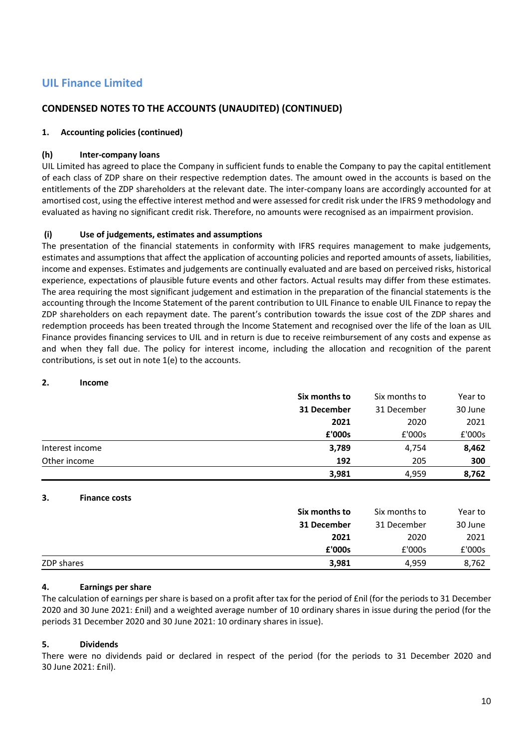# UIL Finance Limited

## CONDENSED NOTES TO THE ACCOUNTS (UNAUDITED) (CONTINUED)

### 1. Accounting policies (continued)

#### (h) Inter-company loans

UIL Limited has agreed to place the Company in sufficient funds to enable the Company to pay the capital entitlement of each class of ZDP share on their respective redemption dates. The amount owed in the accounts is based on the entitlements of the ZDP shareholders at the relevant date. The inter-company loans are accordingly accounted for at amortised cost, using the effective interest method and were assessed for credit risk under the IFRS 9 methodology and evaluated as having no significant credit risk. Therefore, no amounts were recognised as an impairment provision.

#### (i) Use of judgements, estimates and assumptions

The presentation of the financial statements in conformity with IFRS requires management to make judgements, estimates and assumptions that affect the application of accounting policies and reported amounts of assets, liabilities, income and expenses. Estimates and judgements are continually evaluated and are based on perceived risks, historical experience, expectations of plausible future events and other factors. Actual results may differ from these estimates. The area requiring the most significant judgement and estimation in the preparation of the financial statements is the accounting through the Income Statement of the parent contribution to UIL Finance to enable UIL Finance to repay the ZDP shareholders on each repayment date. The parent's contribution towards the issue cost of the ZDP shares and redemption proceeds has been treated through the Income Statement and recognised over the life of the loan as UIL Finance provides financing services to UIL and in return is due to receive reimbursement of any costs and expense as and when they fall due. The policy for interest income, including the allocation and recognition of the parent contributions, is set out in note 1(e) to the accounts.

### 2. Income

| | **Six months to 31 December 2021 £'000s** | Six months to 31 December 2020 £'000s | Year to 30 June 2021 £'000s |
|---|---|---|---|
| Interest income | **3,789** | 4,754 | **8,462** |
| Other income | **192** | 205 | **300** |
| | **3,981** | 4,959 | **8,762** |

### 3. Finance costs

| | **Six months to 31 December 2021 £'000s** | Six months to 31 December 2020 £'000s | Year to 30 June 2021 £'000s |
|---|---|---|---|
| ZDP shares | **3,981** | 4,959 | 8,762 |

### 4. Earnings per share

The calculation of earnings per share is based on a profit after tax for the period of £nil (for the periods to 31 December 2020 and 30 June 2021: £nil) and a weighted average number of 10 ordinary shares in issue during the period (for the periods 31 December 2020 and 30 June 2021: 10 ordinary shares in issue).

### 5. Dividends

There were no dividends paid or declared in respect of the period (for the periods to 31 December 2020 and 30 June 2021: £nil).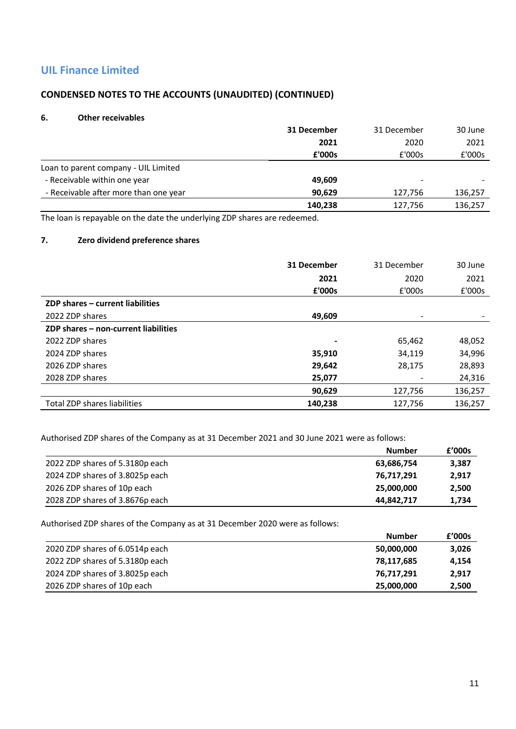## UIL Finance Limited

### CONDENSED NOTES TO THE ACCOUNTS (UNAUDITED) (CONTINUED)

**6. Other receivables**

| | **31 December 2021 £'000s** | 31 December 2020 £'000s | 30 June 2021 £'000s |
|---|---|---|---|
| Loan to parent company - UIL Limited | | | |
| - Receivable within one year | **49,609** | - | - |
| - Receivable after more than one year | **90,629** | 127,756 | 136,257 |
| | **140,238** | 127,756 | 136,257 |

The loan is repayable on the date the underlying ZDP shares are redeemed.

**7. Zero dividend preference shares**

| | **31 December 2021 £'000s** | 31 December 2020 £'000s | 30 June 2021 £'000s |
|---|---|---|---|
| **ZDP shares – current liabilities** | | | |
| 2022 ZDP shares | **49,609** | - | - |
| **ZDP shares – non-current liabilities** | | | |
| 2022 ZDP shares | **-** | 65,462 | 48,052 |
| 2024 ZDP shares | **35,910** | 34,119 | 34,996 |
| 2026 ZDP shares | **29,642** | 28,175 | 28,893 |
| 2028 ZDP shares | **25,077** | - | 24,316 |
| | **90,629** | 127,756 | 136,257 |
| Total ZDP shares liabilities | **140,238** | 127,756 | 136,257 |

Authorised ZDP shares of the Company as at 31 December 2021 and 30 June 2021 were as follows:

| | **Number** | **£'000s** |
|---|---|---|
| 2022 ZDP shares of 5.3180p each | **63,686,754** | **3,387** |
| 2024 ZDP shares of 3.8025p each | **76,717,291** | **2,917** |
| 2026 ZDP shares of 10p each | **25,000,000** | **2,500** |
| 2028 ZDP shares of 3.8676p each | **44,842,717** | **1,734** |

Authorised ZDP shares of the Company as at 31 December 2020 were as follows:

| | **Number** | **£'000s** |
|---|---|---|
| 2020 ZDP shares of 6.0514p each | **50,000,000** | **3,026** |
| 2022 ZDP shares of 5.3180p each | **78,117,685** | **4,154** |
| 2024 ZDP shares of 3.8025p each | **76,717,291** | **2,917** |
| 2026 ZDP shares of 10p each | **25,000,000** | **2,500** |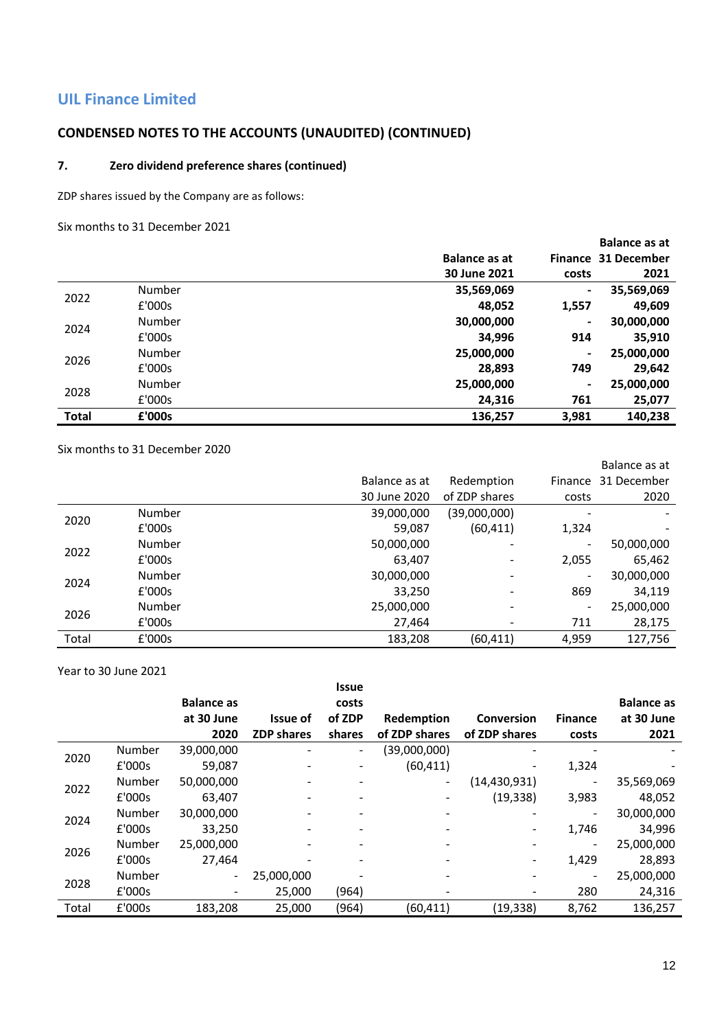## UIL Finance Limited

### CONDENSED NOTES TO THE ACCOUNTS (UNAUDITED) (CONTINUED)

#### 7. Zero dividend preference shares (continued)

ZDP shares issued by the Company are as follows:

Six months to 31 December 2021

| | | Balance as at 30 June 2021 | Finance costs | Balance as at 31 December 2021 |
|---|---|---|---|---|
| 2022 | Number | **35,569,069** | **-** | **35,569,069** |
| | £'000s | **48,052** | **1,557** | **49,609** |
| 2024 | Number | **30,000,000** | **-** | **30,000,000** |
| | £'000s | **34,996** | **914** | **35,910** |
| 2026 | Number | **25,000,000** | **-** | **25,000,000** |
| | £'000s | **28,893** | **749** | **29,642** |
| 2028 | Number | **25,000,000** | **-** | **25,000,000** |
| | £'000s | **24,316** | **761** | **25,077** |
| **Total** | **£'000s** | **136,257** | **3,981** | **140,238** |

Six months to 31 December 2020

| | | Balance as at 30 June 2020 | Redemption of ZDP shares | Finance costs | Balance as at 31 December 2020 |
|---|---|---|---|---|---|
| 2020 | Number | 39,000,000 | (39,000,000) | - | - |
| | £'000s | 59,087 | (60,411) | 1,324 | - |
| 2022 | Number | 50,000,000 | - | - | 50,000,000 |
| | £'000s | 63,407 | - | 2,055 | 65,462 |
| 2024 | Number | 30,000,000 | - | - | 30,000,000 |
| | £'000s | 33,250 | - | 869 | 34,119 |
| 2026 | Number | 25,000,000 | - | - | 25,000,000 |
| | £'000s | 27,464 | - | 711 | 28,175 |
| Total | £'000s | 183,208 | (60,411) | 4,959 | 127,756 |

Year to 30 June 2021

| | | Balance as at 30 June 2020 | Issue of ZDP shares | Issue costs of ZDP shares | Redemption of ZDP shares | Conversion of ZDP shares | Finance costs | Balance as at 30 June 2021 |
|---|---|---|---|---|---|---|---|---|
| 2020 | Number | 39,000,000 | - | - | (39,000,000) | - | - | - |
| | £'000s | 59,087 | - | - | (60,411) | - | 1,324 | - |
| 2022 | Number | 50,000,000 | - | - | - | (14,430,931) | - | 35,569,069 |
| | £'000s | 63,407 | - | - | - | (19,338) | 3,983 | 48,052 |
| 2024 | Number | 30,000,000 | - | - | - | - | - | 30,000,000 |
| | £'000s | 33,250 | - | - | - | - | 1,746 | 34,996 |
| 2026 | Number | 25,000,000 | - | - | - | - | - | 25,000,000 |
| | £'000s | 27,464 | - | - | - | - | 1,429 | 28,893 |
| 2028 | Number | - | 25,000,000 | - | - | - | - | 25,000,000 |
| | £'000s | - | 25,000 | (964) | - | - | 280 | 24,316 |
| Total | £'000s | 183,208 | 25,000 | (964) | (60,411) | (19,338) | 8,762 | 136,257 |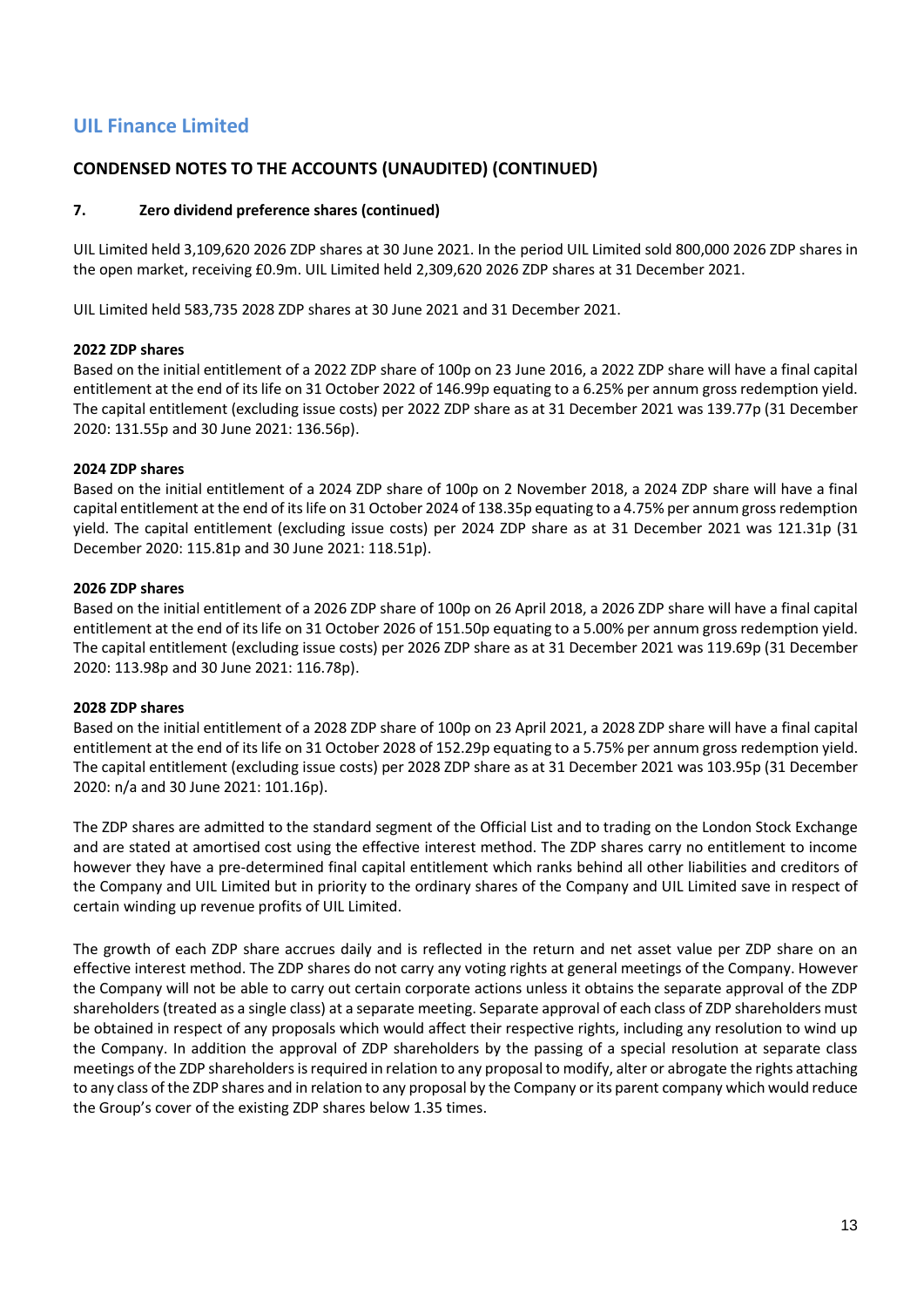## UIL Finance Limited

## CONDENSED NOTES TO THE ACCOUNTS (UNAUDITED) (CONTINUED)

### 7. Zero dividend preference shares (continued)

UIL Limited held 3,109,620 2026 ZDP shares at 30 June 2021. In the period UIL Limited sold 800,000 2026 ZDP shares in the open market, receiving £0.9m. UIL Limited held 2,309,620 2026 ZDP shares at 31 December 2021.

UIL Limited held 583,735 2028 ZDP shares at 30 June 2021 and 31 December 2021.

**2022 ZDP shares**

Based on the initial entitlement of a 2022 ZDP share of 100p on 23 June 2016, a 2022 ZDP share will have a final capital entitlement at the end of its life on 31 October 2022 of 146.99p equating to a 6.25% per annum gross redemption yield. The capital entitlement (excluding issue costs) per 2022 ZDP share as at 31 December 2021 was 139.77p (31 December 2020: 131.55p and 30 June 2021: 136.56p).

**2024 ZDP shares**

Based on the initial entitlement of a 2024 ZDP share of 100p on 2 November 2018, a 2024 ZDP share will have a final capital entitlement at the end of its life on 31 October 2024 of 138.35p equating to a 4.75% per annum gross redemption yield. The capital entitlement (excluding issue costs) per 2024 ZDP share as at 31 December 2021 was 121.31p (31 December 2020: 115.81p and 30 June 2021: 118.51p).

**2026 ZDP shares**

Based on the initial entitlement of a 2026 ZDP share of 100p on 26 April 2018, a 2026 ZDP share will have a final capital entitlement at the end of its life on 31 October 2026 of 151.50p equating to a 5.00% per annum gross redemption yield. The capital entitlement (excluding issue costs) per 2026 ZDP share as at 31 December 2021 was 119.69p (31 December 2020: 113.98p and 30 June 2021: 116.78p).

**2028 ZDP shares**

Based on the initial entitlement of a 2028 ZDP share of 100p on 23 April 2021, a 2028 ZDP share will have a final capital entitlement at the end of its life on 31 October 2028 of 152.29p equating to a 5.75% per annum gross redemption yield. The capital entitlement (excluding issue costs) per 2028 ZDP share as at 31 December 2021 was 103.95p (31 December 2020: n/a and 30 June 2021: 101.16p).

The ZDP shares are admitted to the standard segment of the Official List and to trading on the London Stock Exchange and are stated at amortised cost using the effective interest method. The ZDP shares carry no entitlement to income however they have a pre-determined final capital entitlement which ranks behind all other liabilities and creditors of the Company and UIL Limited but in priority to the ordinary shares of the Company and UIL Limited save in respect of certain winding up revenue profits of UIL Limited.

The growth of each ZDP share accrues daily and is reflected in the return and net asset value per ZDP share on an effective interest method. The ZDP shares do not carry any voting rights at general meetings of the Company. However the Company will not be able to carry out certain corporate actions unless it obtains the separate approval of the ZDP shareholders (treated as a single class) at a separate meeting. Separate approval of each class of ZDP shareholders must be obtained in respect of any proposals which would affect their respective rights, including any resolution to wind up the Company. In addition the approval of ZDP shareholders by the passing of a special resolution at separate class meetings of the ZDP shareholders is required in relation to any proposal to modify, alter or abrogate the rights attaching to any class of the ZDP shares and in relation to any proposal by the Company or its parent company which would reduce the Group's cover of the existing ZDP shares below 1.35 times.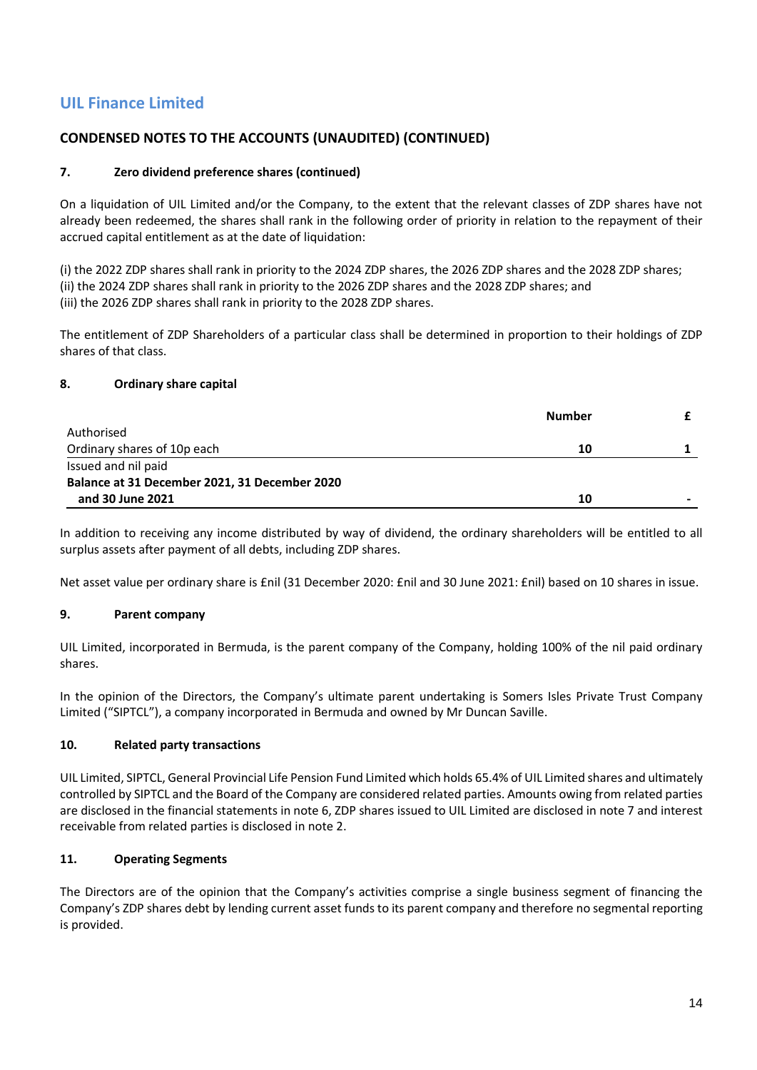# UIL Finance Limited

## CONDENSED NOTES TO THE ACCOUNTS (UNAUDITED) (CONTINUED)

### 7. Zero dividend preference shares (continued)

On a liquidation of UIL Limited and/or the Company, to the extent that the relevant classes of ZDP shares have not already been redeemed, the shares shall rank in the following order of priority in relation to the repayment of their accrued capital entitlement as at the date of liquidation:

(i) the 2022 ZDP shares shall rank in priority to the 2024 ZDP shares, the 2026 ZDP shares and the 2028 ZDP shares;
(ii) the 2024 ZDP shares shall rank in priority to the 2026 ZDP shares and the 2028 ZDP shares; and
(iii) the 2026 ZDP shares shall rank in priority to the 2028 ZDP shares.

The entitlement of ZDP Shareholders of a particular class shall be determined in proportion to their holdings of ZDP shares of that class.

### 8. Ordinary share capital

| | Number | £ |
|---|---|---|
| Authorised | | |
| Ordinary shares of 10p each | 10 | 1 |
| Issued and nil paid | | |
| **Balance at 31 December 2021, 31 December 2020 and 30 June 2021** | **10** | **-** |

In addition to receiving any income distributed by way of dividend, the ordinary shareholders will be entitled to all surplus assets after payment of all debts, including ZDP shares.

Net asset value per ordinary share is £nil (31 December 2020: £nil and 30 June 2021: £nil) based on 10 shares in issue.

### 9. Parent company

UIL Limited, incorporated in Bermuda, is the parent company of the Company, holding 100% of the nil paid ordinary shares.

In the opinion of the Directors, the Company's ultimate parent undertaking is Somers Isles Private Trust Company Limited ("SIPTCL"), a company incorporated in Bermuda and owned by Mr Duncan Saville.

### 10. Related party transactions

UIL Limited, SIPTCL, General Provincial Life Pension Fund Limited which holds 65.4% of UIL Limited shares and ultimately controlled by SIPTCL and the Board of the Company are considered related parties. Amounts owing from related parties are disclosed in the financial statements in note 6, ZDP shares issued to UIL Limited are disclosed in note 7 and interest receivable from related parties is disclosed in note 2.

### 11. Operating Segments

The Directors are of the opinion that the Company's activities comprise a single business segment of financing the Company's ZDP shares debt by lending current asset funds to its parent company and therefore no segmental reporting is provided.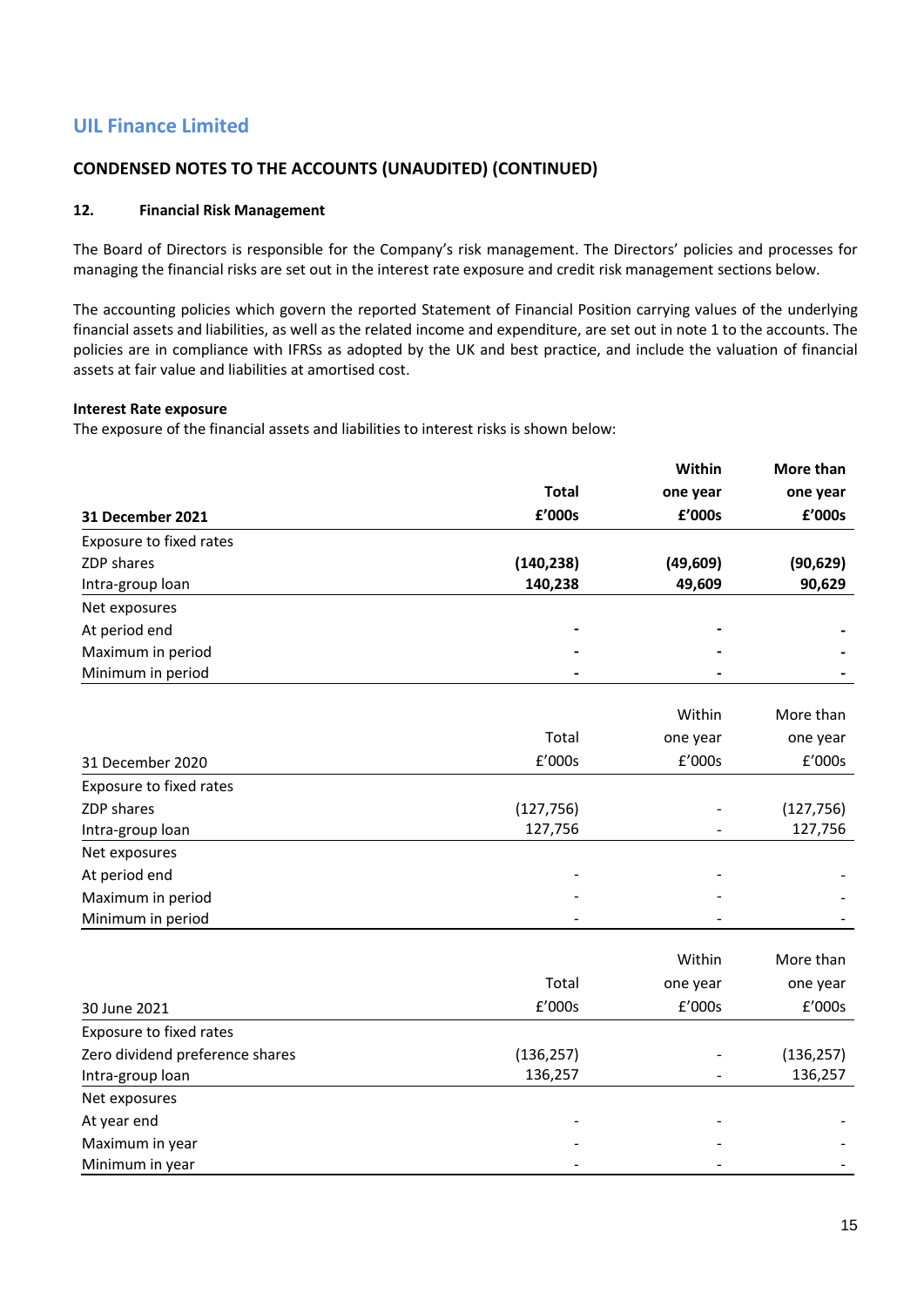## UIL Finance Limited

### CONDENSED NOTES TO THE ACCOUNTS (UNAUDITED) (CONTINUED)

#### 12. Financial Risk Management

The Board of Directors is responsible for the Company's risk management. The Directors' policies and processes for managing the financial risks are set out in the interest rate exposure and credit risk management sections below.

The accounting policies which govern the reported Statement of Financial Position carrying values of the underlying financial assets and liabilities, as well as the related income and expenditure, are set out in note 1 to the accounts. The policies are in compliance with IFRSs as adopted by the UK and best practice, and include the valuation of financial assets at fair value and liabilities at amortised cost.

**Interest Rate exposure**

The exposure of the financial assets and liabilities to interest risks is shown below:

| **31 December 2021** | **Total £'000s** | **Within one year £'000s** | **More than one year £'000s** |
|---|---|---|---|
| Exposure to fixed rates | | | |
| ZDP shares | **(140,238)** | **(49,609)** | **(90,629)** |
| Intra-group loan | **140,238** | **49,609** | **90,629** |
| Net exposures | | | |
| At period end | **-** | **-** | **-** |
| Maximum in period | **-** | **-** | **-** |
| Minimum in period | **-** | **-** | **-** |

| 31 December 2020 | Total £'000s | Within one year £'000s | More than one year £'000s |
|---|---|---|---|
| Exposure to fixed rates | | | |
| ZDP shares | (127,756) | - | (127,756) |
| Intra-group loan | 127,756 | - | 127,756 |
| Net exposures | | | |
| At period end | - | - | - |
| Maximum in period | - | - | - |
| Minimum in period | - | - | - |

| 30 June 2021 | Total £'000s | Within one year £'000s | More than one year £'000s |
|---|---|---|---|
| Exposure to fixed rates | | | |
| Zero dividend preference shares | (136,257) | - | (136,257) |
| Intra-group loan | 136,257 | - | 136,257 |
| Net exposures | | | |
| At year end | - | - | - |
| Maximum in year | - | - | - |
| Minimum in year | - | - | - |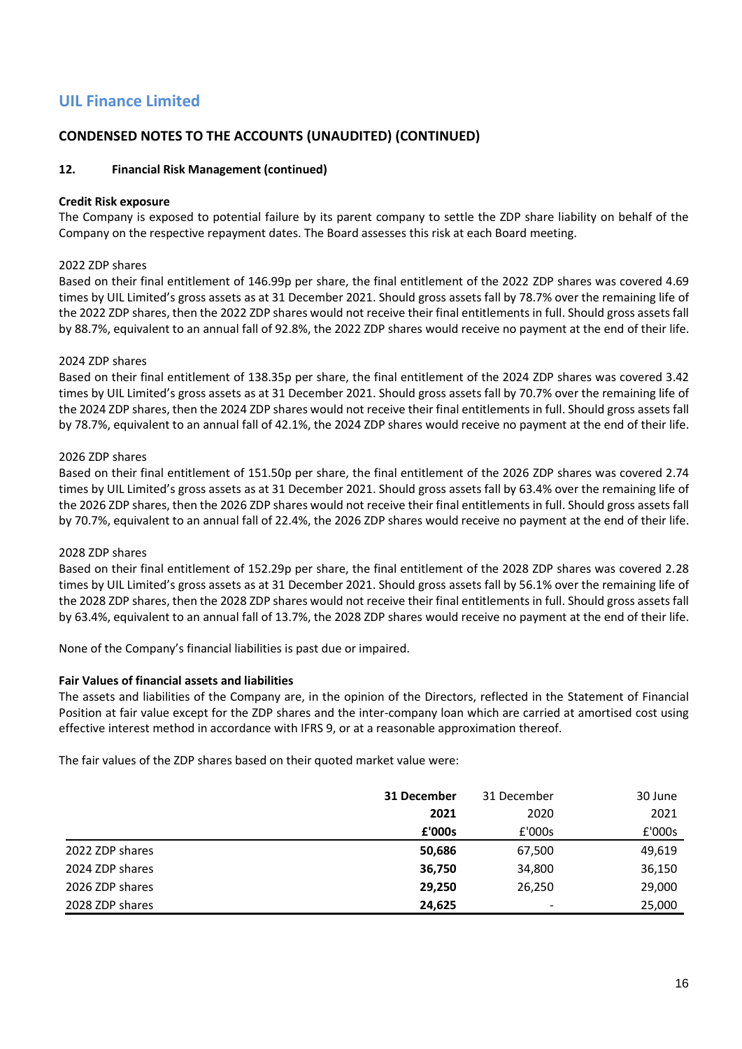# UIL Finance Limited

## CONDENSED NOTES TO THE ACCOUNTS (UNAUDITED) (CONTINUED)

### 12. Financial Risk Management (continued)

**Credit Risk exposure**

The Company is exposed to potential failure by its parent company to settle the ZDP share liability on behalf of the Company on the respective repayment dates. The Board assesses this risk at each Board meeting.

2022 ZDP shares

Based on their final entitlement of 146.99p per share, the final entitlement of the 2022 ZDP shares was covered 4.69 times by UIL Limited's gross assets as at 31 December 2021. Should gross assets fall by 78.7% over the remaining life of the 2022 ZDP shares, then the 2022 ZDP shares would not receive their final entitlements in full. Should gross assets fall by 88.7%, equivalent to an annual fall of 92.8%, the 2022 ZDP shares would receive no payment at the end of their life.

2024 ZDP shares

Based on their final entitlement of 138.35p per share, the final entitlement of the 2024 ZDP shares was covered 3.42 times by UIL Limited's gross assets as at 31 December 2021. Should gross assets fall by 70.7% over the remaining life of the 2024 ZDP shares, then the 2024 ZDP shares would not receive their final entitlements in full. Should gross assets fall by 78.7%, equivalent to an annual fall of 42.1%, the 2024 ZDP shares would receive no payment at the end of their life.

2026 ZDP shares

Based on their final entitlement of 151.50p per share, the final entitlement of the 2026 ZDP shares was covered 2.74 times by UIL Limited's gross assets as at 31 December 2021. Should gross assets fall by 63.4% over the remaining life of the 2026 ZDP shares, then the 2026 ZDP shares would not receive their final entitlements in full. Should gross assets fall by 70.7%, equivalent to an annual fall of 22.4%, the 2026 ZDP shares would receive no payment at the end of their life.

2028 ZDP shares

Based on their final entitlement of 152.29p per share, the final entitlement of the 2028 ZDP shares was covered 2.28 times by UIL Limited's gross assets as at 31 December 2021. Should gross assets fall by 56.1% over the remaining life of the 2028 ZDP shares, then the 2028 ZDP shares would not receive their final entitlements in full. Should gross assets fall by 63.4%, equivalent to an annual fall of 13.7%, the 2028 ZDP shares would receive no payment at the end of their life.

None of the Company's financial liabilities is past due or impaired.

**Fair Values of financial assets and liabilities**

The assets and liabilities of the Company are, in the opinion of the Directors, reflected in the Statement of Financial Position at fair value except for the ZDP shares and the inter-company loan which are carried at amortised cost using effective interest method in accordance with IFRS 9, or at a reasonable approximation thereof.

The fair values of the ZDP shares based on their quoted market value were:

| | **31 December 2021 £'000s** | 31 December 2020 £'000s | 30 June 2021 £'000s |
|---|---|---|---|
| 2022 ZDP shares | **50,686** | 67,500 | 49,619 |
| 2024 ZDP shares | **36,750** | 34,800 | 36,150 |
| 2026 ZDP shares | **29,250** | 26,250 | 29,000 |
| 2028 ZDP shares | **24,625** | - | 25,000 |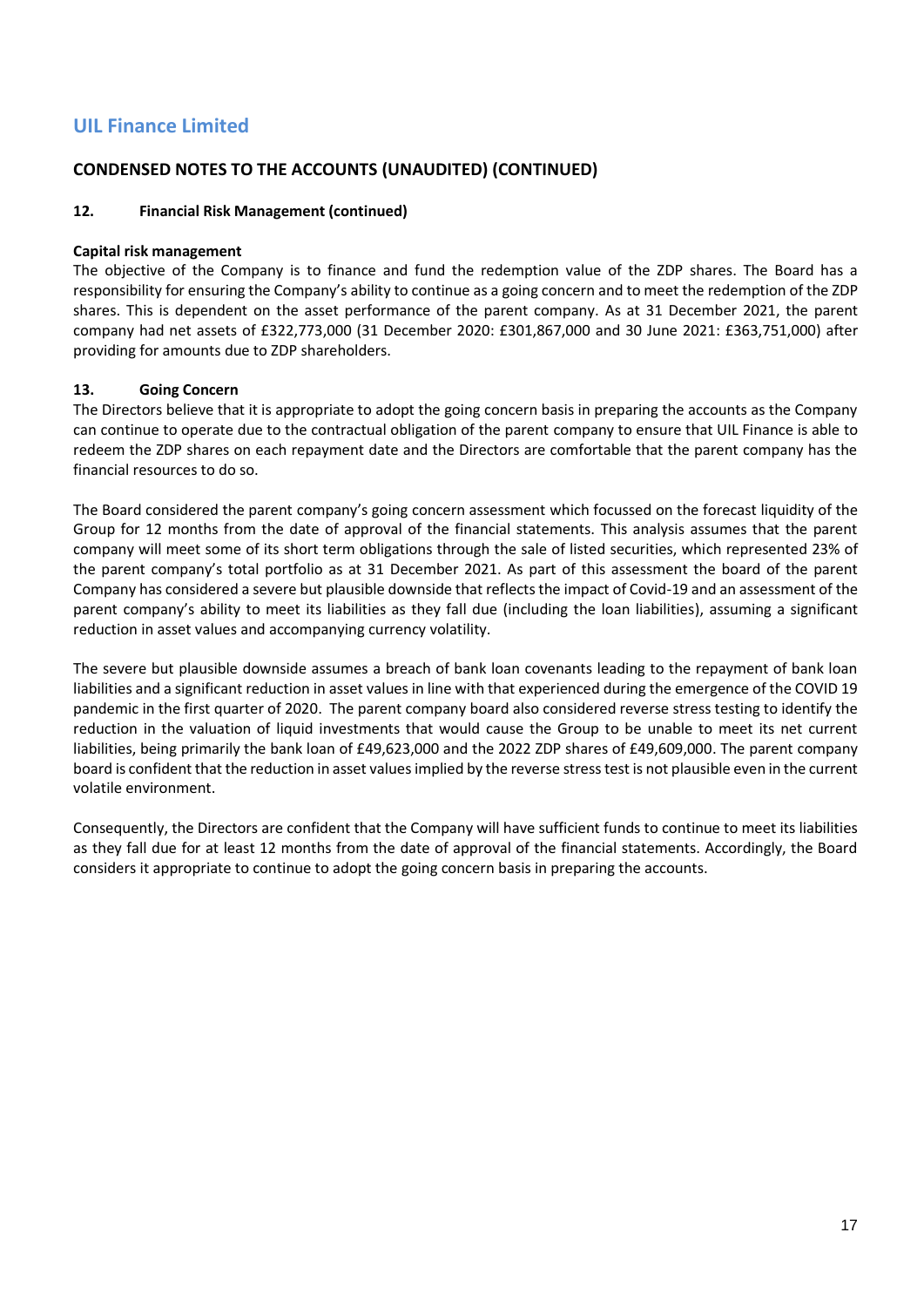# UIL Finance Limited

## CONDENSED NOTES TO THE ACCOUNTS (UNAUDITED) (CONTINUED)

### 12. Financial Risk Management (continued)

**Capital risk management**

The objective of the Company is to finance and fund the redemption value of the ZDP shares. The Board has a responsibility for ensuring the Company's ability to continue as a going concern and to meet the redemption of the ZDP shares. This is dependent on the asset performance of the parent company. As at 31 December 2021, the parent company had net assets of £322,773,000 (31 December 2020: £301,867,000 and 30 June 2021: £363,751,000) after providing for amounts due to ZDP shareholders.

### 13. Going Concern

The Directors believe that it is appropriate to adopt the going concern basis in preparing the accounts as the Company can continue to operate due to the contractual obligation of the parent company to ensure that UIL Finance is able to redeem the ZDP shares on each repayment date and the Directors are comfortable that the parent company has the financial resources to do so.

The Board considered the parent company's going concern assessment which focussed on the forecast liquidity of the Group for 12 months from the date of approval of the financial statements. This analysis assumes that the parent company will meet some of its short term obligations through the sale of listed securities, which represented 23% of the parent company's total portfolio as at 31 December 2021. As part of this assessment the board of the parent Company has considered a severe but plausible downside that reflects the impact of Covid-19 and an assessment of the parent company's ability to meet its liabilities as they fall due (including the loan liabilities), assuming a significant reduction in asset values and accompanying currency volatility.

The severe but plausible downside assumes a breach of bank loan covenants leading to the repayment of bank loan liabilities and a significant reduction in asset values in line with that experienced during the emergence of the COVID 19 pandemic in the first quarter of 2020. The parent company board also considered reverse stress testing to identify the reduction in the valuation of liquid investments that would cause the Group to be unable to meet its net current liabilities, being primarily the bank loan of £49,623,000 and the 2022 ZDP shares of £49,609,000. The parent company board is confident that the reduction in asset values implied by the reverse stress test is not plausible even in the current volatile environment.

Consequently, the Directors are confident that the Company will have sufficient funds to continue to meet its liabilities as they fall due for at least 12 months from the date of approval of the financial statements. Accordingly, the Board considers it appropriate to continue to adopt the going concern basis in preparing the accounts.